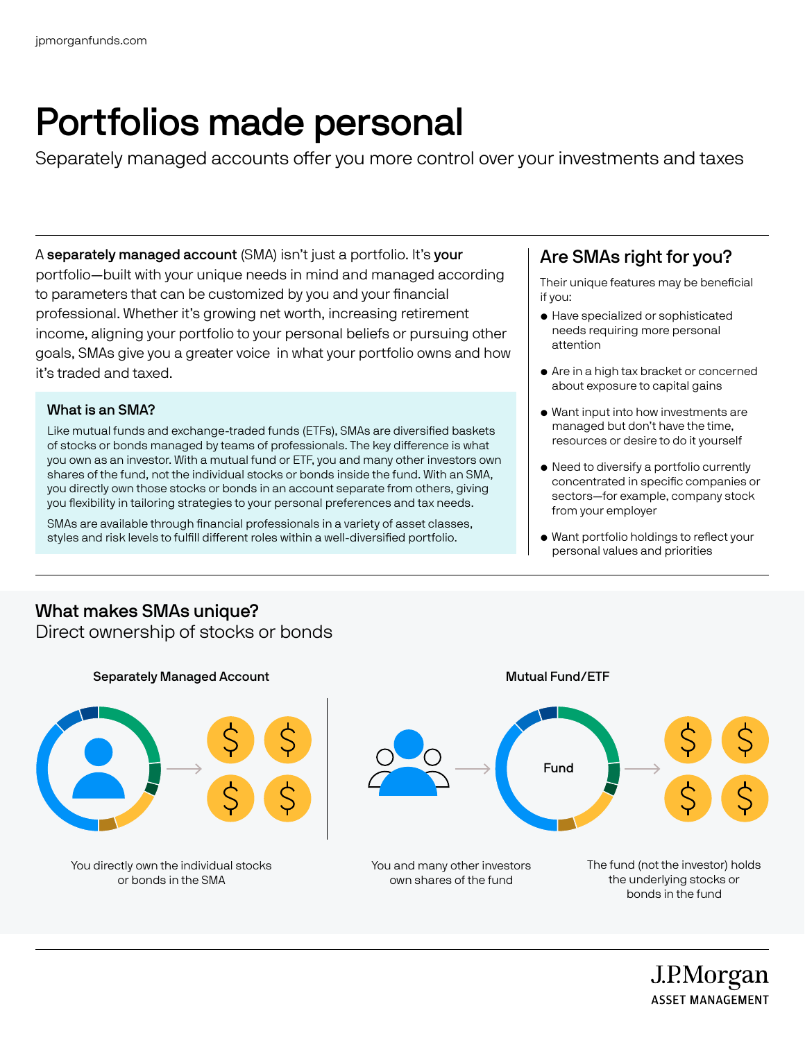# Portfolios made personal

Separately managed accounts offer you more control over your investments and taxes

A **separately managed account** (SMA) isn't just a portfolio. It's **your** portfolio—built with your unique needs in mind and managed according to parameters that can be customized by you and your financial professional. Whether it's growing net worth, increasing retirement income, aligning your portfolio to your personal beliefs or pursuing other goals, SMAs give you a greater voice in what your portfolio owns and how it's traded and taxed.

### What is an SMA?

Like mutual funds and exchange-traded funds (ETFs), SMAs are diversified baskets of stocks or bonds managed by teams of professionals. The key difference is what you own as an investor. With a mutual fund or ETF, you and many other investors own shares of the fund, not the individual stocks or bonds inside the fund. With an SMA, you directly own those stocks or bonds in an account separate from others, giving you flexibility in tailoring strategies to your personal preferences and tax needs.

SMAs are available through financial professionals in a variety of asset classes, styles and risk levels to fulfill different roles within a well-diversified portfolio.

## Are SMAs right for you?

Their unique features may be beneficial if you:

- Have specialized or sophisticated needs requiring more personal attention
- Are in a high tax bracket or concerned about exposure to capital gains
- Want input into how investments are managed but don't have the time, resources or desire to do it yourself
- Need to diversify a portfolio currently concentrated in specific companies or sectors—for example, company stock from your employer
- Want portfolio holdings to reflect your personal values and priorities

## What makes SMAs unique?

Direct ownership of stocks or bonds

**Separately Managed Account**

You directly own the individual stocks or bonds in the SMA

**Mutual Fund/ETF**

Fund

You and many other investors own shares of the fund

The fund (not the investor) holds the underlying stocks or bonds in the fund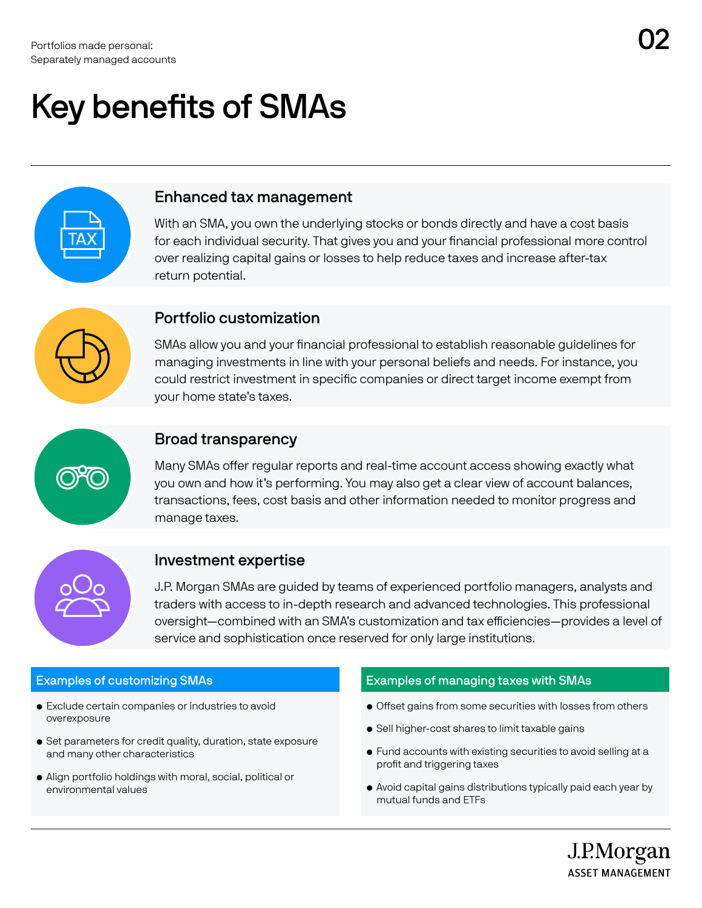# Key benefits of SMAs

## Enhanced tax management

With an SMA, you own the underlying stocks or bonds directly and have a cost basis for each individual security. That gives you and your financial professional more control over realizing capital gains or losses to help reduce taxes and increase after-tax return potential.

## Portfolio customization

SMAs allow you and your financial professional to establish reasonable guidelines for managing investments in line with your personal beliefs and needs. For instance, you could restrict investment in specific companies or direct target income exempt from your home state's taxes.

## Broad transparency

Many SMAs offer regular reports and real-time account access showing exactly what you own and how it's performing. You may also get a clear view of account balances, transactions, fees, cost basis and other information needed to monitor progress and manage taxes.

## Investment expertise

J.P. Morgan SMAs are guided by teams of experienced portfolio managers, analysts and traders with access to in-depth research and advanced technologies. This professional oversight—combined with an SMA's customization and tax efficiencies—provides a level of service and sophistication once reserved for only large institutions.

### Examples of customizing SMAs

- Exclude certain companies or industries to avoid overexposure
- Set parameters for credit quality, duration, state exposure and many other characteristics
- Align portfolio holdings with moral, social, political or environmental values

### Examples of managing taxes with SMAs

- Offset gains from some securities with losses from others
- Sell higher-cost shares to limit taxable gains
- Fund accounts with existing securities to avoid selling at a profit and triggering taxes
- Avoid capital gains distributions typically paid each year by mutual funds and ETFs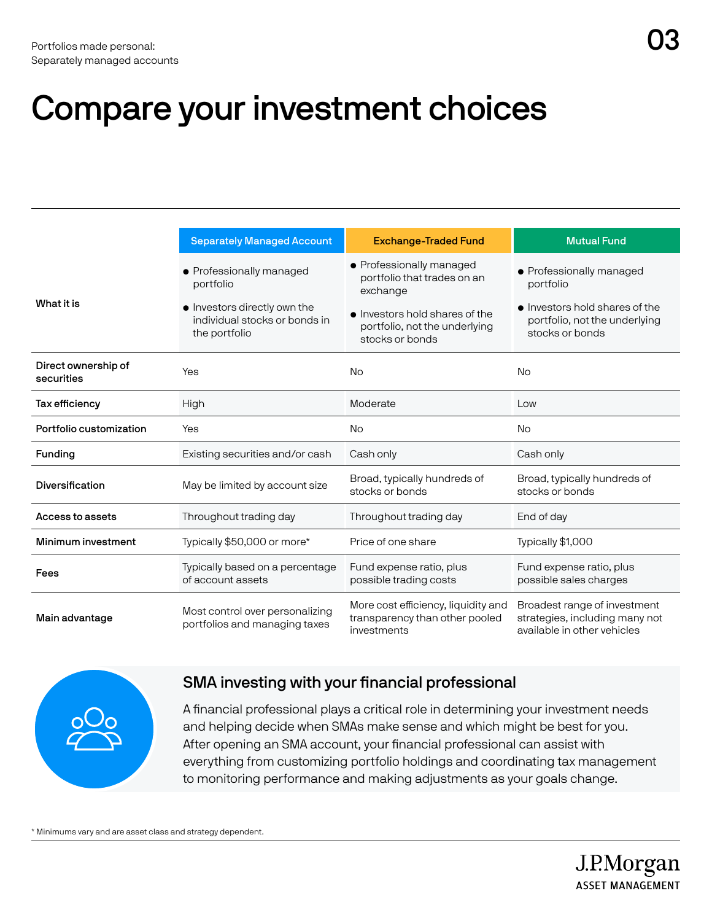# Compare your investment choices

| | Separately Managed Account | Exchange-Traded Fund | Mutual Fund |
|---|---|---|---|
| **What it is** | • Professionally managed portfolio<br>• Investors directly own the individual stocks or bonds in the portfolio | • Professionally managed portfolio that trades on an exchange<br>• Investors hold shares of the portfolio, not the underlying stocks or bonds | • Professionally managed portfolio<br>• Investors hold shares of the portfolio, not the underlying stocks or bonds |
| **Direct ownership of securities** | Yes | No | No |
| **Tax efficiency** | High | Moderate | Low |
| **Portfolio customization** | Yes | No | No |
| **Funding** | Existing securities and/or cash | Cash only | Cash only |
| **Diversification** | May be limited by account size | Broad, typically hundreds of stocks or bonds | Broad, typically hundreds of stocks or bonds |
| **Access to assets** | Throughout trading day | Throughout trading day | End of day |
| **Minimum investment** | Typically $50,000 or more* | Price of one share | Typically $1,000 |
| **Fees** | Typically based on a percentage of account assets | Fund expense ratio, plus possible trading costs | Fund expense ratio, plus possible sales charges |
| **Main advantage** | Most control over personalizing portfolios and managing taxes | More cost efficiency, liquidity and transparency than other pooled investments | Broadest range of investment strategies, including many not available in other vehicles |

## SMA investing with your financial professional

A financial professional plays a critical role in determining your investment needs and helping decide when SMAs make sense and which might be best for you. After opening an SMA account, your financial professional can assist with everything from customizing portfolio holdings and coordinating tax management to monitoring performance and making adjustments as your goals change.

* Minimums vary and are asset class and strategy dependent.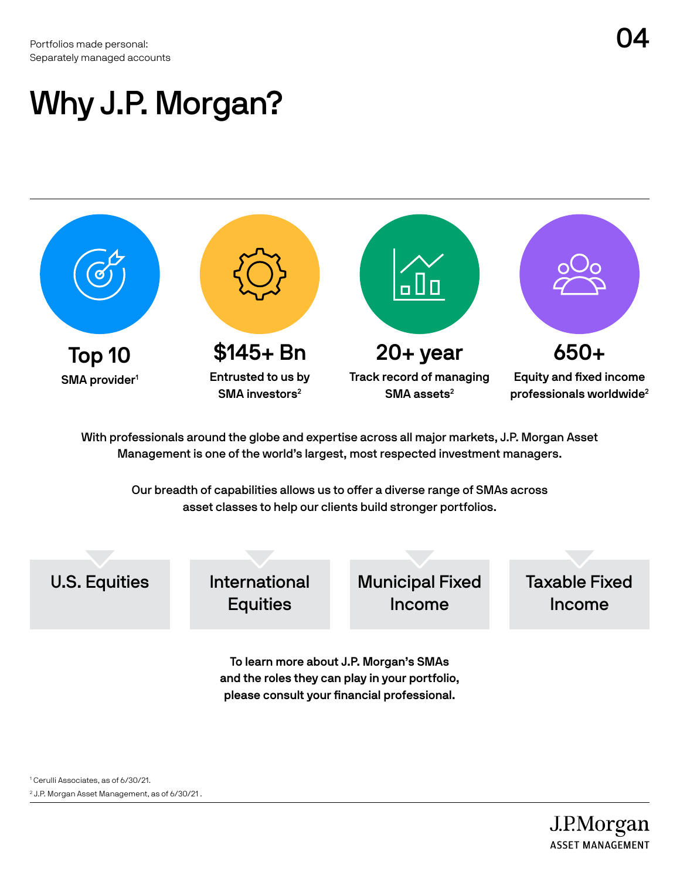# Why J.P. Morgan?

**Top 10**
SMA provider[1]

**$145+ Bn**
Entrusted to us by SMA investors[2]

**20+ year**
Track record of managing SMA assets[2]

**650+**
Equity and fixed income professionals worldwide[2]

With professionals around the globe and expertise across all major markets, J.P. Morgan Asset Management is one of the world's largest, most respected investment managers.

Our breadth of capabilities allows us to offer a diverse range of SMAs across asset classes to help our clients build stronger portfolios.

- U.S. Equities
- International Equities
- Municipal Fixed Income
- Taxable Fixed Income

**To learn more about J.P. Morgan's SMAs and the roles they can play in your portfolio, please consult your financial professional.**

[1] Cerulli Associates, as of 6/30/21.

[2] J.P. Morgan Asset Management, as of 6/30/21.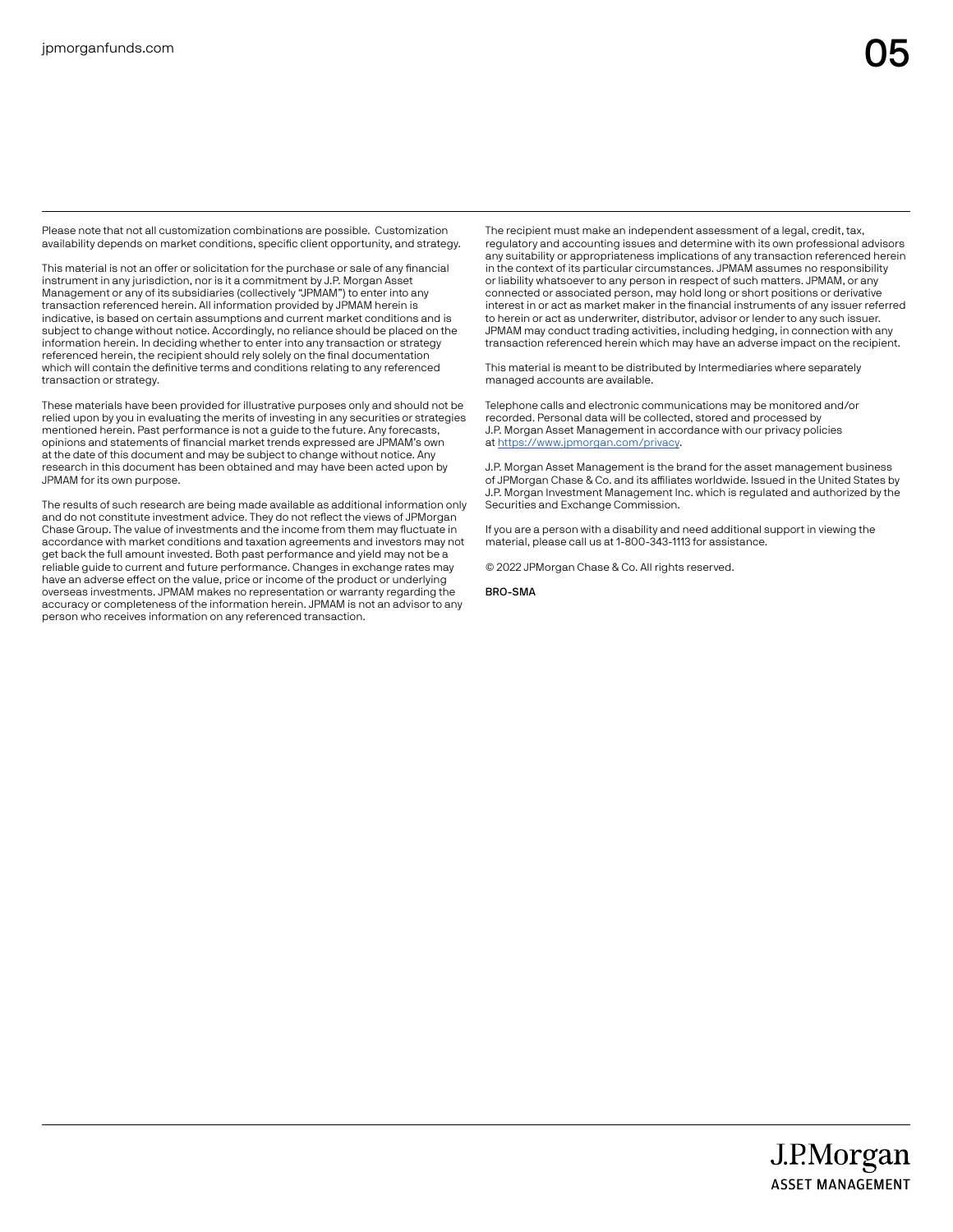Please note that not all customization combinations are possible. Customization availability depends on market conditions, specific client opportunity, and strategy.

This material is not an offer or solicitation for the purchase or sale of any financial instrument in any jurisdiction, nor is it a commitment by J.P. Morgan Asset Management or any of its subsidiaries (collectively "JPMAM") to enter into any transaction referenced herein. All information provided by JPMAM herein is indicative, is based on certain assumptions and current market conditions and is subject to change without notice. Accordingly, no reliance should be placed on the information herein. In deciding whether to enter into any transaction or strategy referenced herein, the recipient should rely solely on the final documentation which will contain the definitive terms and conditions relating to any referenced transaction or strategy.

These materials have been provided for illustrative purposes only and should not be relied upon by you in evaluating the merits of investing in any securities or strategies mentioned herein. Past performance is not a guide to the future. Any forecasts, opinions and statements of financial market trends expressed are JPMAM's own at the date of this document and may be subject to change without notice. Any research in this document has been obtained and may have been acted upon by JPMAM for its own purpose.

The results of such research are being made available as additional information only and do not constitute investment advice. They do not reflect the views of JPMorgan Chase Group. The value of investments and the income from them may fluctuate in accordance with market conditions and taxation agreements and investors may not get back the full amount invested. Both past performance and yield may not be a reliable guide to current and future performance. Changes in exchange rates may have an adverse effect on the value, price or income of the product or underlying overseas investments. JPMAM makes no representation or warranty regarding the accuracy or completeness of the information herein. JPMAM is not an advisor to any person who receives information on any referenced transaction.

The recipient must make an independent assessment of a legal, credit, tax, regulatory and accounting issues and determine with its own professional advisors any suitability or appropriateness implications of any transaction referenced herein in the context of its particular circumstances. JPMAM assumes no responsibility or liability whatsoever to any person in respect of such matters. JPMAM, or any connected or associated person, may hold long or short positions or derivative interest in or act as market maker in the financial instruments of any issuer referred to herein or act as underwriter, distributor, advisor or lender to any such issuer. JPMAM may conduct trading activities, including hedging, in connection with any transaction referenced herein which may have an adverse impact on the recipient.

This material is meant to be distributed by Intermediaries where separately managed accounts are available.

Telephone calls and electronic communications may be monitored and/or recorded. Personal data will be collected, stored and processed by J.P. Morgan Asset Management in accordance with our privacy policies at https://www.jpmorgan.com/privacy.

J.P. Morgan Asset Management is the brand for the asset management business of JPMorgan Chase & Co. and its affiliates worldwide. Issued in the United States by J.P. Morgan Investment Management Inc. which is regulated and authorized by the Securities and Exchange Commission.

If you are a person with a disability and need additional support in viewing the material, please call us at 1-800-343-1113 for assistance.

© 2022 JPMorgan Chase & Co. All rights reserved.

BRO-SMA

J.P.Morgan
ASSET MANAGEMENT